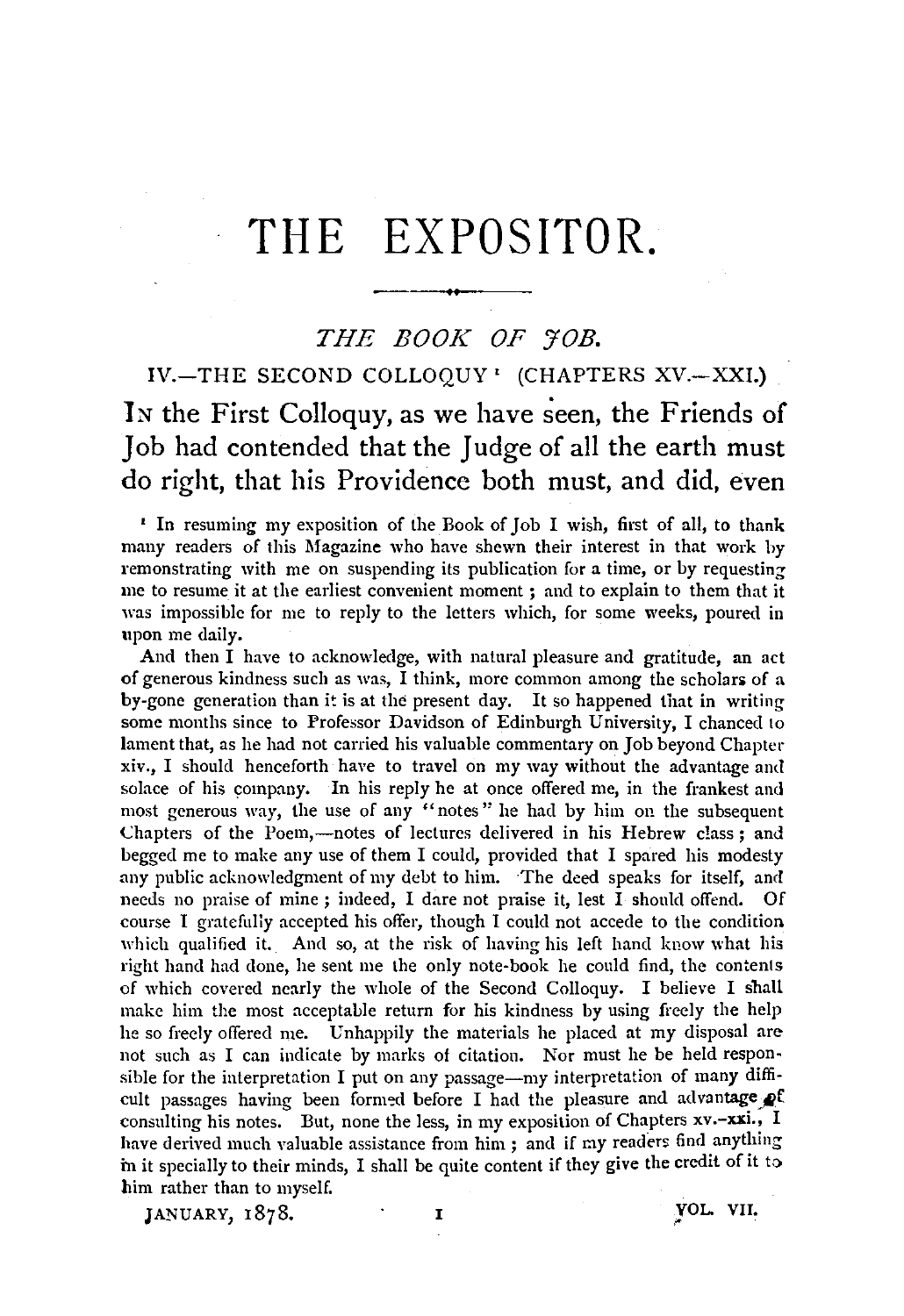# THE EXPOSITOR.

## *THE BOOK OF JOB.*

### IV.—THE SECOND COLLOQUY [1] (CHAPTERS XV.—XXI.)

In the First Colloquy, as we have seen, the Friends of Job had contended that the Judge of all the earth must do right, that his Providence both must, and did, even

[1] In resuming my exposition of the Book of Job I wish, first of all, to thank many readers of this Magazine who have shewn their interest in that work by remonstrating with me on suspending its publication for a time, or by requesting me to resume it at the earliest convenient moment; and to explain to them that it was impossible for me to reply to the letters which, for some weeks, poured in upon me daily.

And then I have to acknowledge, with natural pleasure and gratitude, an act of generous kindness such as was, I think, more common among the scholars of a by-gone generation than it is at the present day. It so happened that in writing some months since to Professor Davidson of Edinburgh University, I chanced to lament that, as he had not carried his valuable commentary on Job beyond Chapter xiv., I should henceforth have to travel on my way without the advantage and solace of his company. In his reply he at once offered me, in the frankest and most generous way, the use of any "notes" he had by him on the subsequent Chapters of the Poem,—notes of lectures delivered in his Hebrew class; and begged me to make any use of them I could, provided that I spared his modesty any public acknowledgment of my debt to him. The deed speaks for itself, and needs no praise of mine; indeed, I dare not praise it, lest I should offend. Of course I gratefully accepted his offer, though I could not accede to the condition which qualified it. And so, at the risk of having his left hand know what his right hand had done, he sent me the only note-book he could find, the contents of which covered nearly the whole of the Second Colloquy. I believe I shall make him the most acceptable return for his kindness by using freely the help he so freely offered me. Unhappily the materials he placed at my disposal are not such as I can indicate by marks of citation. Nor must he be held responsible for the interpretation I put on any passage—my interpretation of many difficult passages having been formed before I had the pleasure and advantage of consulting his notes. But, none the less, in my exposition of Chapters xv.–xxi., I have derived much valuable assistance from him; and if my readers find anything in it specially to their minds, I shall be quite content if they give the credit of it to him rather than to myself.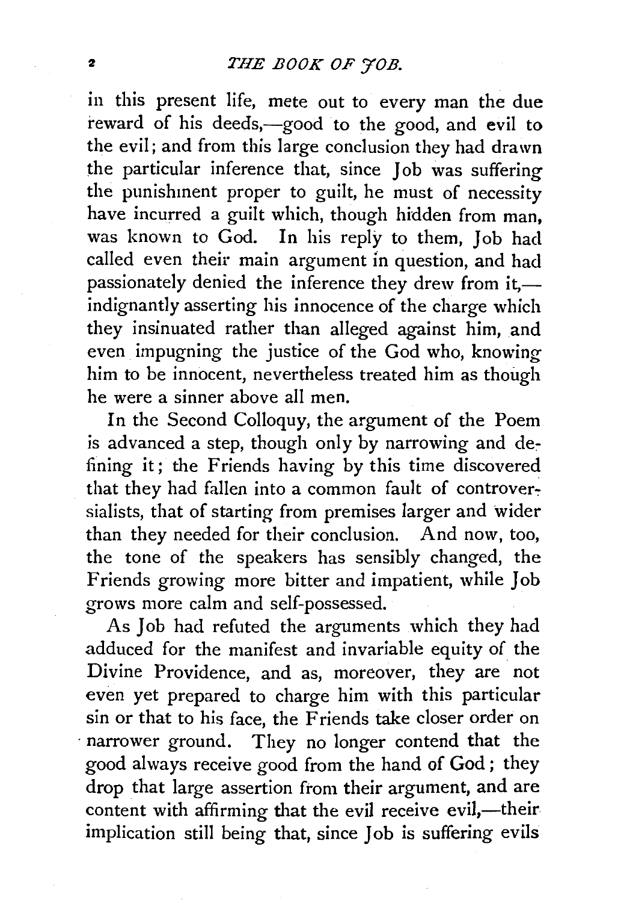in this present life, mete out to every man the due reward of his deeds,—good to the good, and evil to the evil; and from this large conclusion they had drawn the particular inference that, since Job was suffering the punishment proper to guilt, he must of necessity have incurred a guilt which, though hidden from man, was known to God. In his reply to them, Job had called even their main argument in question, and had passionately denied the inference they drew from it,—indignantly asserting his innocence of the charge which they insinuated rather than alleged against him, and even impugning the justice of the God who, knowing him to be innocent, nevertheless treated him as though he were a sinner above all men.

In the Second Colloquy, the argument of the Poem is advanced a step, though only by narrowing and defining it; the Friends having by this time discovered that they had fallen into a common fault of controversialists, that of starting from premises larger and wider than they needed for their conclusion. And now, too, the tone of the speakers has sensibly changed, the Friends growing more bitter and impatient, while Job grows more calm and self-possessed.

As Job had refuted the arguments which they had adduced for the manifest and invariable equity of the Divine Providence, and as, moreover, they are not even yet prepared to charge him with this particular sin or that to his face, the Friends take closer order on narrower ground. They no longer contend that the good always receive good from the hand of God; they drop that large assertion from their argument, and are content with affirming that the evil receive evil,—their implication still being that, since Job is suffering evils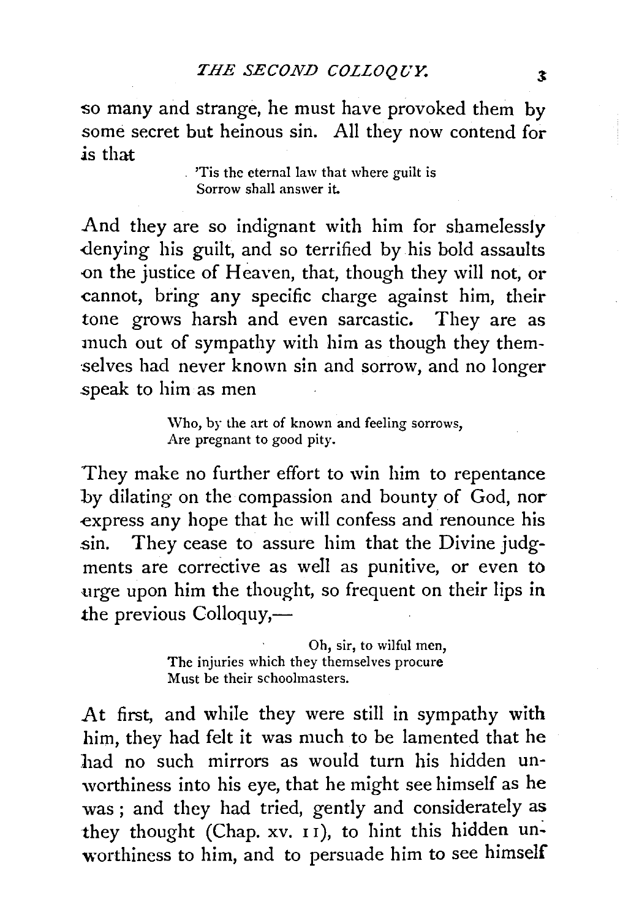so many and strange, he must have provoked them by some secret but heinous sin. All they now contend for is that

> 'Tis the eternal law that where guilt is
> Sorrow shall answer it.

And they are so indignant with him for shamelessly denying his guilt, and so terrified by his bold assaults on the justice of Heaven, that, though they will not, or cannot, bring any specific charge against him, their tone grows harsh and even sarcastic. They are as much out of sympathy with him as though they themselves had never known sin and sorrow, and no longer speak to him as men

> Who, by the art of known and feeling sorrows,
> Are pregnant to good pity.

They make no further effort to win him to repentance by dilating on the compassion and bounty of God, nor express any hope that he will confess and renounce his sin. They cease to assure him that the Divine judgments are corrective as well as punitive, or even to urge upon him the thought, so frequent on their lips in the previous Colloquy,—

> Oh, sir, to wilful men,
> The injuries which they themselves procure
> Must be their schoolmasters.

At first, and while they were still in sympathy with him, they had felt it was much to be lamented that he had no such mirrors as would turn his hidden unworthiness into his eye, that he might see himself as he was; and they had tried, gently and considerately as they thought (Chap. xv. 11), to hint this hidden unworthiness to him, and to persuade him to see himself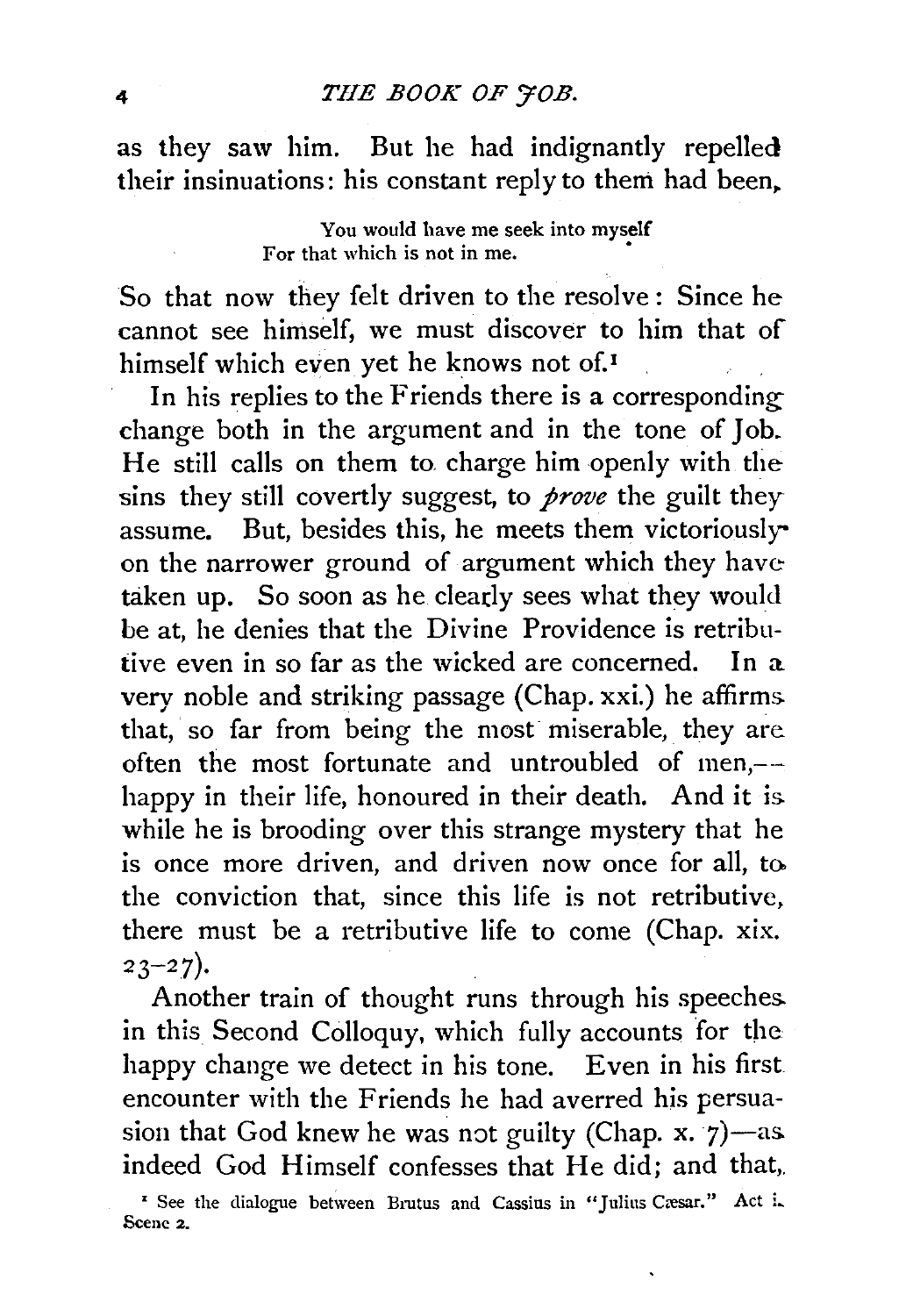as they saw him. But he had indignantly repelled their insinuations: his constant reply to them had been,

> You would have me seek into myself
> For that which is not in me.

So that now they felt driven to the resolve: Since he cannot see himself, we must discover to him that of himself which even yet he knows not of.[1]

In his replies to the Friends there is a corresponding change both in the argument and in the tone of Job. He still calls on them to charge him openly with the sins they still covertly suggest, to *prove* the guilt they assume. But, besides this, he meets them victoriously on the narrower ground of argument which they have taken up. So soon as he clearly sees what they would be at, he denies that the Divine Providence is retributive even in so far as the wicked are concerned. In a very noble and striking passage (Chap. xxi.) he affirms that, so far from being the most miserable, they are often the most fortunate and untroubled of men,—happy in their life, honoured in their death. And it is while he is brooding over this strange mystery that he is once more driven, and driven now once for all, to the conviction that, since this life is not retributive, there must be a retributive life to come (Chap. xix. 23–27).

Another train of thought runs through his speeches in this Second Colloquy, which fully accounts for the happy change we detect in his tone. Even in his first encounter with the Friends he had averred his persuasion that God knew he was not guilty (Chap. x. 7)—as indeed God Himself confesses that He did; and that,

[1] See the dialogue between Brutus and Cassius in "Julius Cæsar." Act i. Scene 2.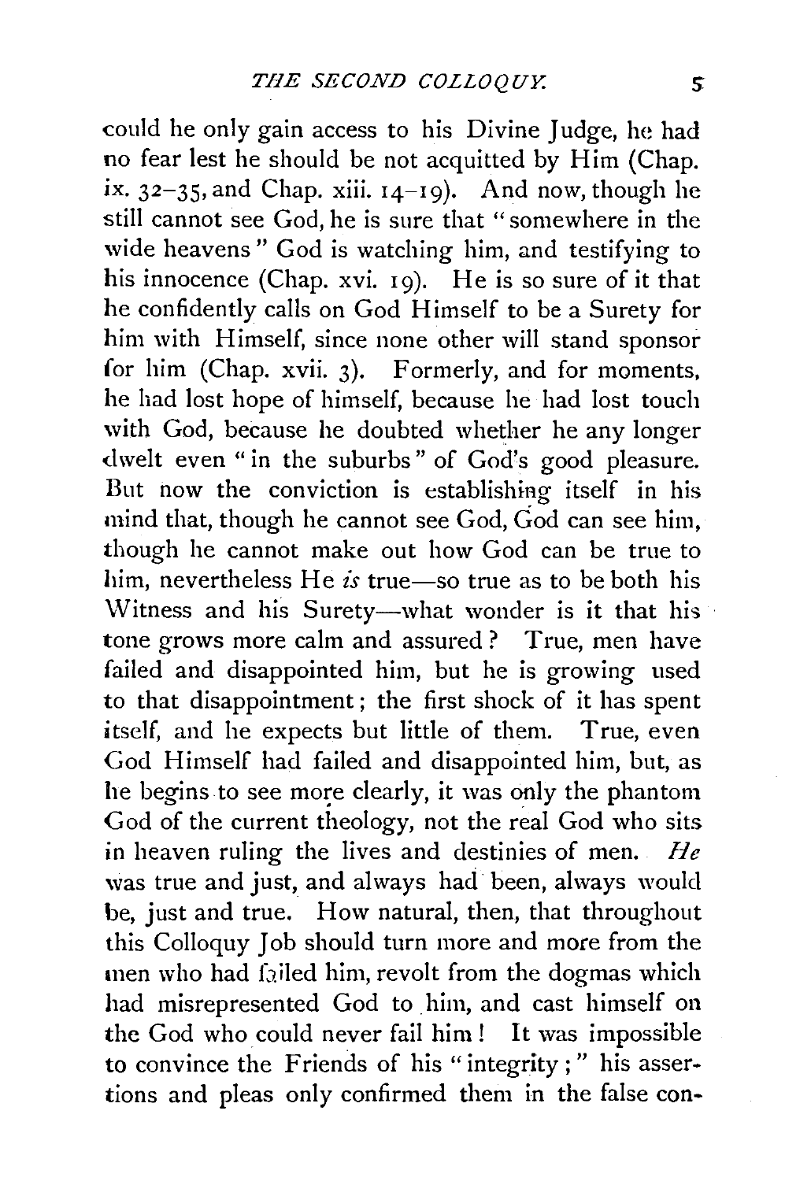could he only gain access to his Divine Judge, he had no fear lest he should be not acquitted by Him (Chap. ix. 32–35, and Chap. xiii. 14–19). And now, though he still cannot see God, he is sure that "somewhere in the wide heavens" God is watching him, and testifying to his innocence (Chap. xvi. 19). He is so sure of it that he confidently calls on God Himself to be a Surety for him with Himself, since none other will stand sponsor for him (Chap. xvii. 3). Formerly, and for moments, he had lost hope of himself, because he had lost touch with God, because he doubted whether he any longer dwelt even "in the suburbs" of God's good pleasure. But now the conviction is establishing itself in his mind that, though he cannot see God, God can see him, though he cannot make out how God can be true to him, nevertheless He *is* true—so true as to be both his Witness and his Surety—what wonder is it that his tone grows more calm and assured? True, men have failed and disappointed him, but he is growing used to that disappointment; the first shock of it has spent itself, and he expects but little of them. True, even God Himself had failed and disappointed him, but, as he begins to see more clearly, it was only the phantom God of the current theology, not the real God who sits in heaven ruling the lives and destinies of men. *He* was true and just, and always had been, always would be, just and true. How natural, then, that throughout this Colloquy Job should turn more and more from the men who had failed him, revolt from the dogmas which had misrepresented God to him, and cast himself on the God who could never fail him! It was impossible to convince the Friends of his "integrity;" his assertions and pleas only confirmed them in the false con-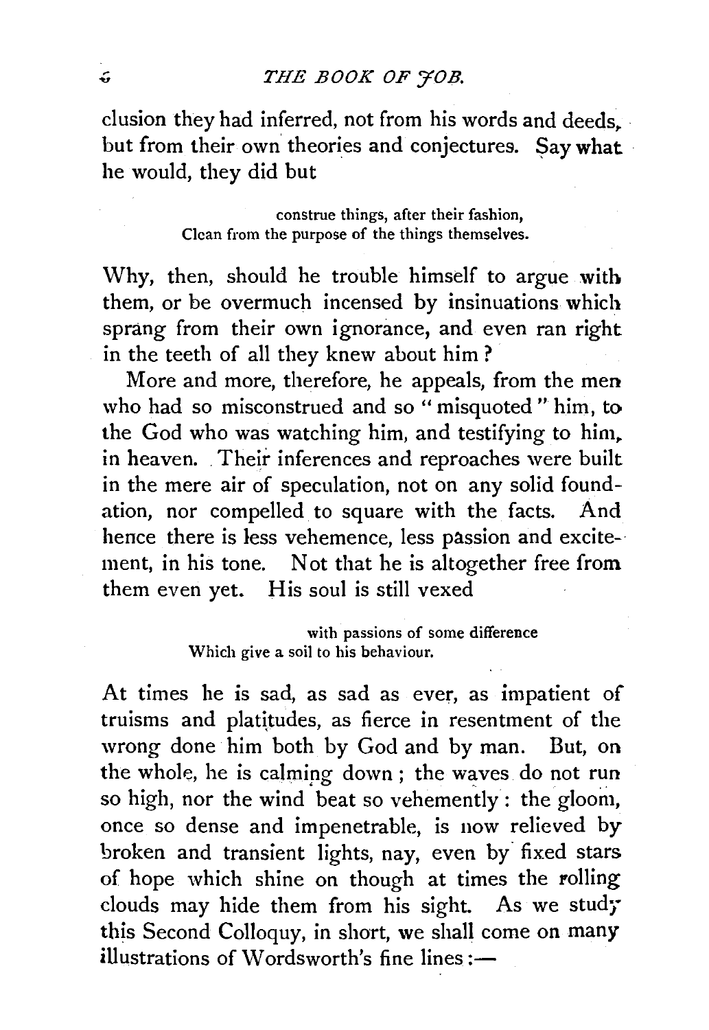clusion they had inferred, not from his words and deeds, but from their own theories and conjectures. Say what he would, they did but

> construe things, after their fashion,
> Clean from the purpose of the things themselves.

Why, then, should he trouble himself to argue with them, or be overmuch incensed by insinuations which sprang from their own ignorance, and even ran right in the teeth of all they knew about him?

More and more, therefore, he appeals, from the men who had so misconstrued and so "misquoted" him, to the God who was watching him, and testifying to him, in heaven. Their inferences and reproaches were built in the mere air of speculation, not on any solid foundation, nor compelled to square with the facts. And hence there is less vehemence, less passion and excitement, in his tone. Not that he is altogether free from them even yet. His soul is still vexed

> with passions of some difference
> Which give a soil to his behaviour.

At times he is sad, as sad as ever, as impatient of truisms and platitudes, as fierce in resentment of the wrong done him both by God and by man. But, on the whole, he is calming down; the waves do not run so high, nor the wind beat so vehemently: the gloom, once so dense and impenetrable, is now relieved by broken and transient lights, nay, even by fixed stars of hope which shine on though at times the rolling clouds may hide them from his sight. As we study this Second Colloquy, in short, we shall come on many illustrations of Wordsworth's fine lines:—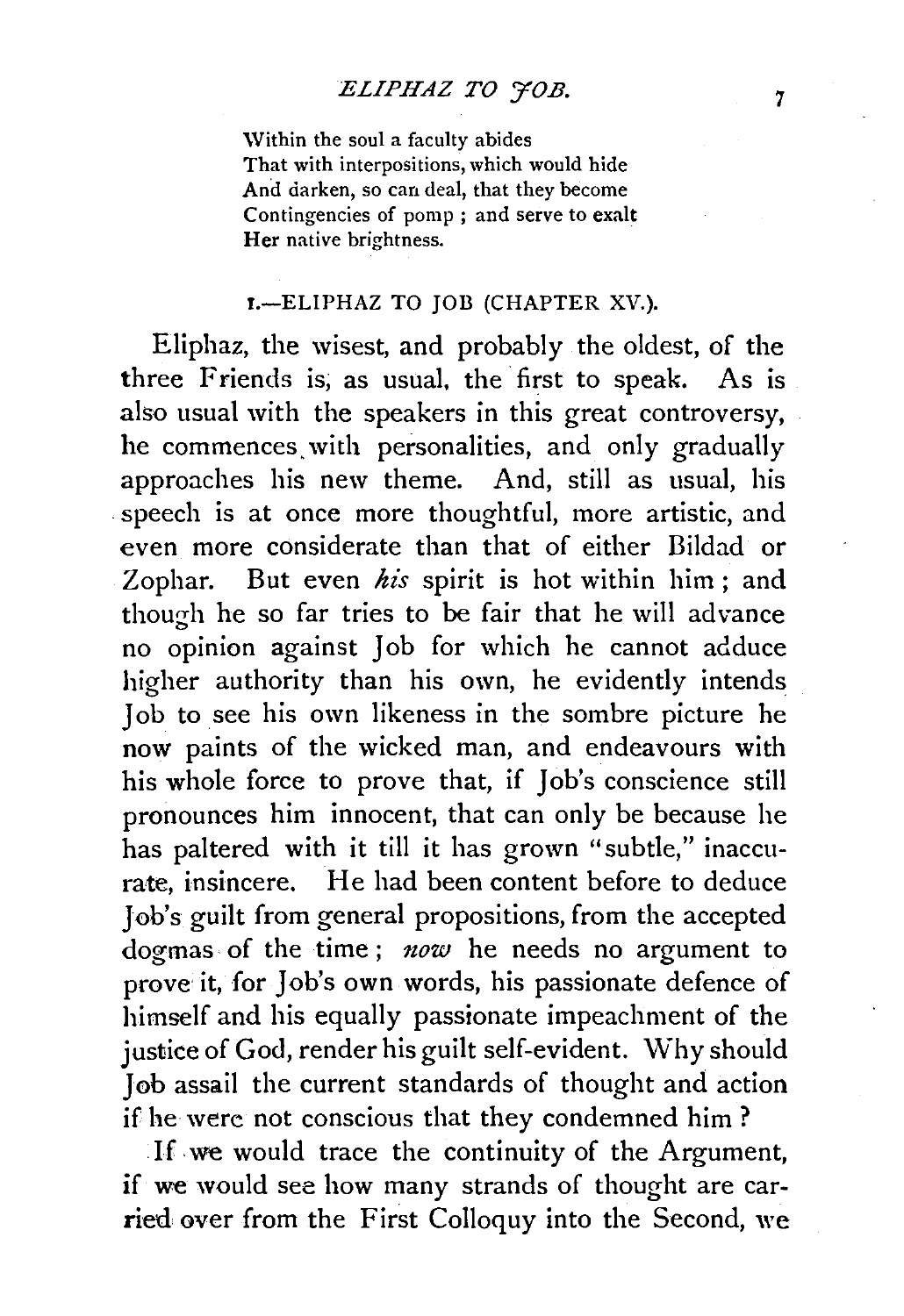> Within the soul a faculty abides
> That with interpositions, which would hide
> And darken, so can deal, that they become
> Contingencies of pomp ; and serve to exalt
> Her native brightness.

## 1.—ELIPHAZ TO JOB (CHAPTER XV.).

Eliphaz, the wisest, and probably the oldest, of the three Friends is, as usual, the first to speak. As is also usual with the speakers in this great controversy, he commences with personalities, and only gradually approaches his new theme. And, still as usual, his speech is at once more thoughtful, more artistic, and even more considerate than that of either Bildad or Zophar. But even *his* spirit is hot within him ; and though he so far tries to be fair that he will advance no opinion against Job for which he cannot adduce higher authority than his own, he evidently intends Job to see his own likeness in the sombre picture he now paints of the wicked man, and endeavours with his whole force to prove that, if Job's conscience still pronounces him innocent, that can only be because he has paltered with it till it has grown "subtle," inaccurate, insincere. He had been content before to deduce Job's guilt from general propositions, from the accepted dogmas of the time ; *now* he needs no argument to prove it, for Job's own words, his passionate defence of himself and his equally passionate impeachment of the justice of God, render his guilt self-evident. Why should Job assail the current standards of thought and action if he were not conscious that they condemned him ?

If we would trace the continuity of the Argument, if we would see how many strands of thought are carried over from the First Colloquy into the Second, we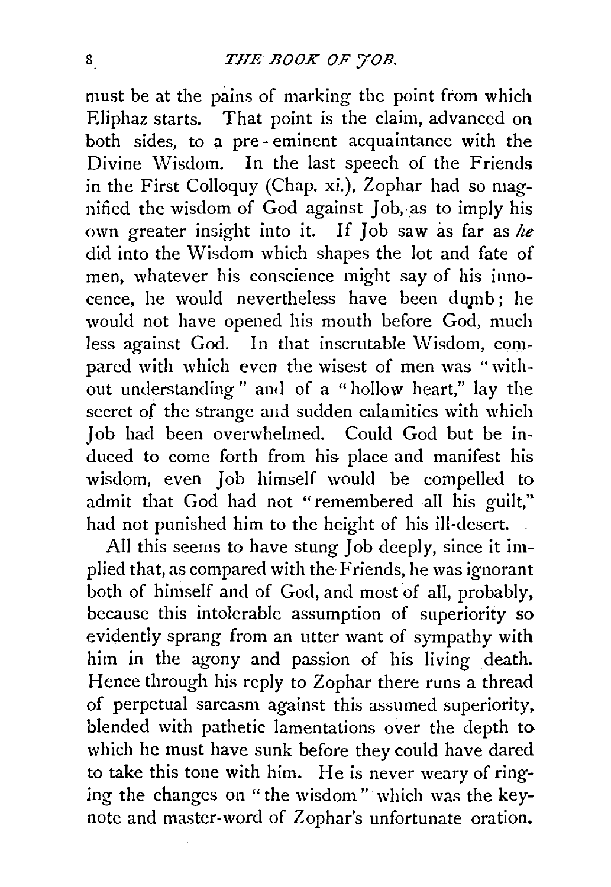must be at the pains of marking the point from which Eliphaz starts. That point is the claim, advanced on both sides, to a pre-eminent acquaintance with the Divine Wisdom. In the last speech of the Friends in the First Colloquy (Chap. xi.), Zophar had so magnified the wisdom of God against Job, as to imply his own greater insight into it. If Job saw as far as *he* did into the Wisdom which shapes the lot and fate of men, whatever his conscience might say of his innocence, he would nevertheless have been dumb; he would not have opened his mouth before God, much less against God. In that inscrutable Wisdom, compared with which even the wisest of men was "without understanding" and of a "hollow heart," lay the secret of the strange and sudden calamities with which Job had been overwhelmed. Could God but be induced to come forth from his place and manifest his wisdom, even Job himself would be compelled to admit that God had not "remembered all his guilt," had not punished him to the height of his ill-desert.

All this seems to have stung Job deeply, since it implied that, as compared with the Friends, he was ignorant both of himself and of God, and most of all, probably, because this intolerable assumption of superiority so evidently sprang from an utter want of sympathy with him in the agony and passion of his living death. Hence through his reply to Zophar there runs a thread of perpetual sarcasm against this assumed superiority, blended with pathetic lamentations over the depth to which he must have sunk before they could have dared to take this tone with him. He is never weary of ringing the changes on "the wisdom" which was the key-note and master-word of Zophar's unfortunate oration.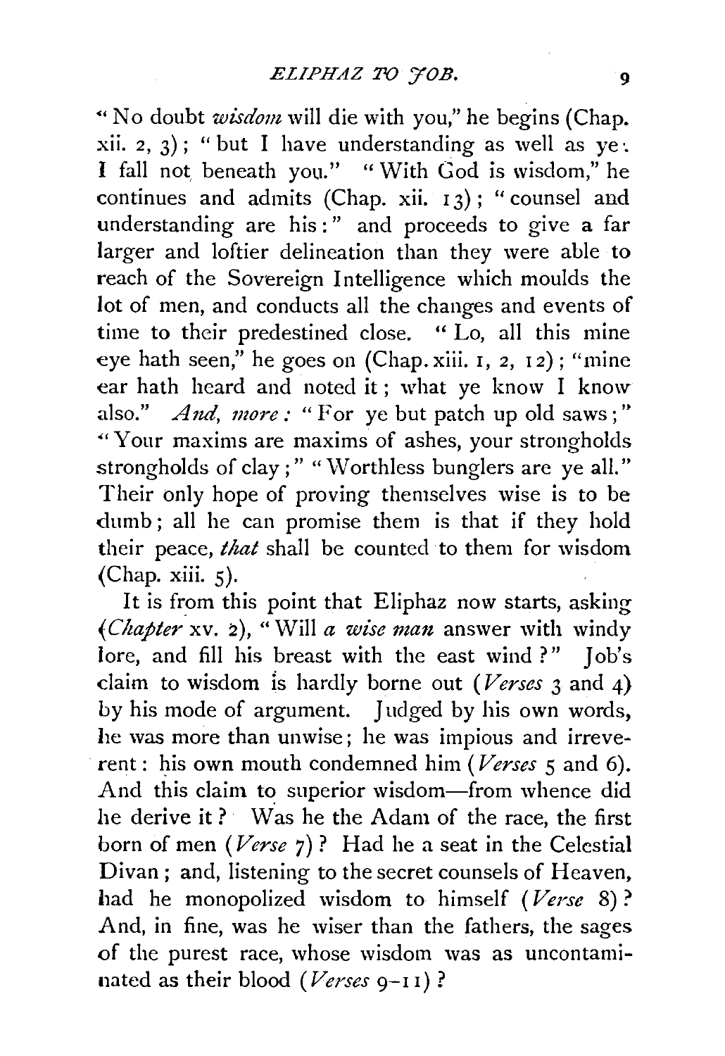"No doubt *wisdom* will die with you," he begins (Chap. xii. 2, 3); "but I have understanding as well as ye: I fall not beneath you." "With God is wisdom," he continues and admits (Chap. xii. 13); "counsel and understanding are his:" and proceeds to give a far larger and loftier delineation than they were able to reach of the Sovereign Intelligence which moulds the lot of men, and conducts all the changes and events of time to their predestined close. "Lo, all this mine eye hath seen," he goes on (Chap. xiii. 1, 2, 12); "mine ear hath heard and noted it; what ye know I know also." *And, more:* "For ye but patch up old saws;" "Your maxims are maxims of ashes, your strongholds strongholds of clay;" "Worthless bunglers are ye all." Their only hope of proving themselves wise is to be dumb; all he can promise them is that if they hold their peace, *that* shall be counted to them for wisdom (Chap. xiii. 5).

It is from this point that Eliphaz now starts, asking (*Chapter* xv. 2), "Will *a wise man* answer with windy lore, and fill his breast with the east wind?" Job's claim to wisdom is hardly borne out (*Verses* 3 and 4) by his mode of argument. Judged by his own words, he was more than unwise; he was impious and irreverent: his own mouth condemned him (*Verses* 5 and 6). And this claim to superior wisdom—from whence did he derive it? Was he the Adam of the race, the first born of men (*Verse* 7)? Had he a seat in the Celestial Divan; and, listening to the secret counsels of Heaven, had he monopolized wisdom to himself (*Verse* 8)? And, in fine, was he wiser than the fathers, the sages of the purest race, whose wisdom was as uncontaminated as their blood (*Verses* 9–11)?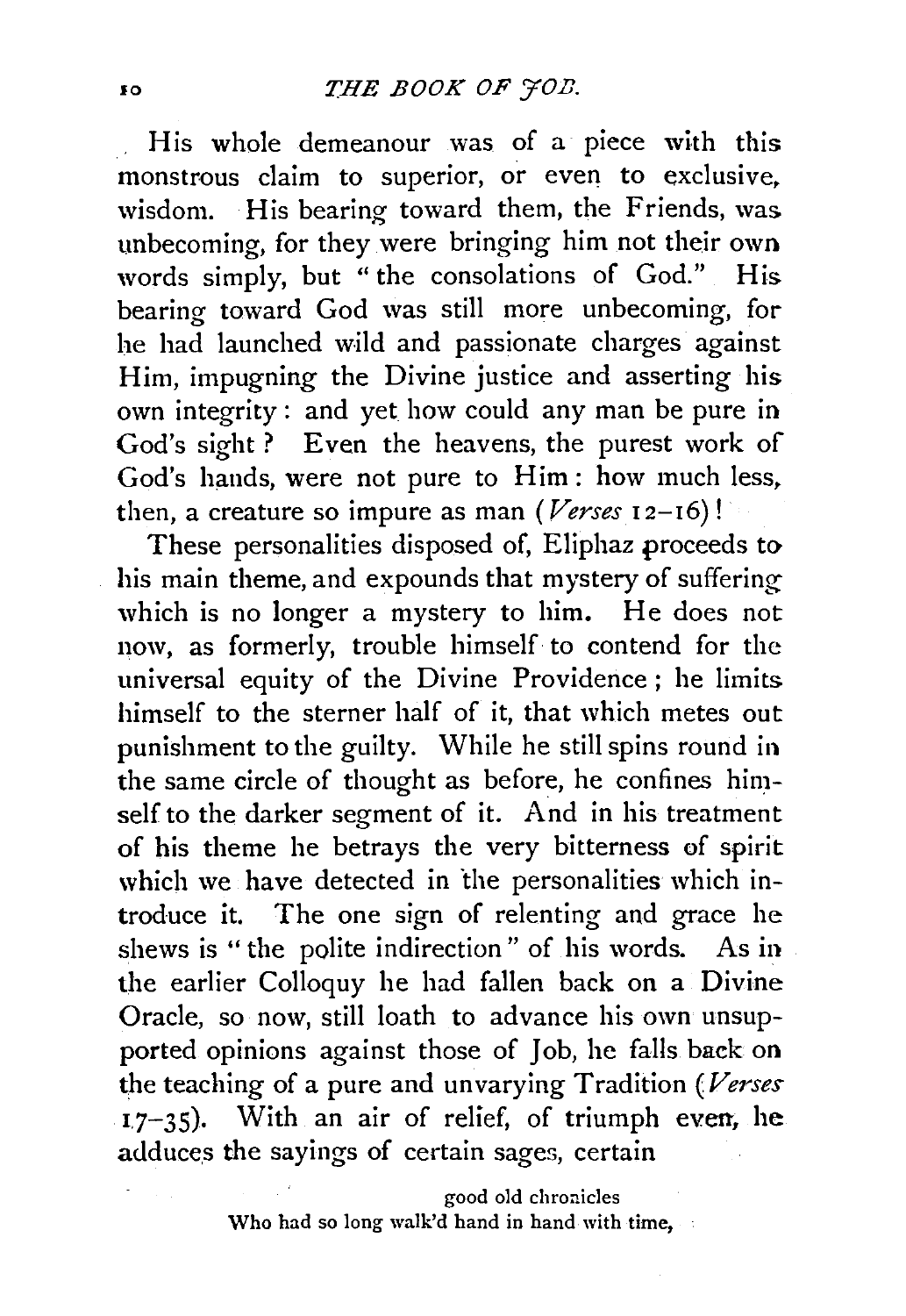His whole demeanour was of a piece with this monstrous claim to superior, or even to exclusive, wisdom. His bearing toward them, the Friends, was unbecoming, for they were bringing him not their own words simply, but "the consolations of God." His bearing toward God was still more unbecoming, for he had launched wild and passionate charges against Him, impugning the Divine justice and asserting his own integrity: and yet how could any man be pure in God's sight? Even the heavens, the purest work of God's hands, were not pure to Him: how much less, then, a creature so impure as man (*Verses* 12–16)!

These personalities disposed of, Eliphaz proceeds to his main theme, and expounds that mystery of suffering which is no longer a mystery to him. He does not now, as formerly, trouble himself to contend for the universal equity of the Divine Providence; he limits himself to the sterner half of it, that which metes out punishment to the guilty. While he still spins round in the same circle of thought as before, he confines himself to the darker segment of it. And in his treatment of his theme he betrays the very bitterness of spirit which we have detected in the personalities which introduce it. The one sign of relenting and grace he shews is "the polite indirection" of his words. As in the earlier Colloquy he had fallen back on a Divine Oracle, so now, still loath to advance his own unsupported opinions against those of Job, he falls back on the teaching of a pure and unvarying Tradition (*Verses* 17–35). With an air of relief, of triumph even, he adduces the sayings of certain sages, certain

> good old chronicles
> Who had so long walk'd hand in hand with time,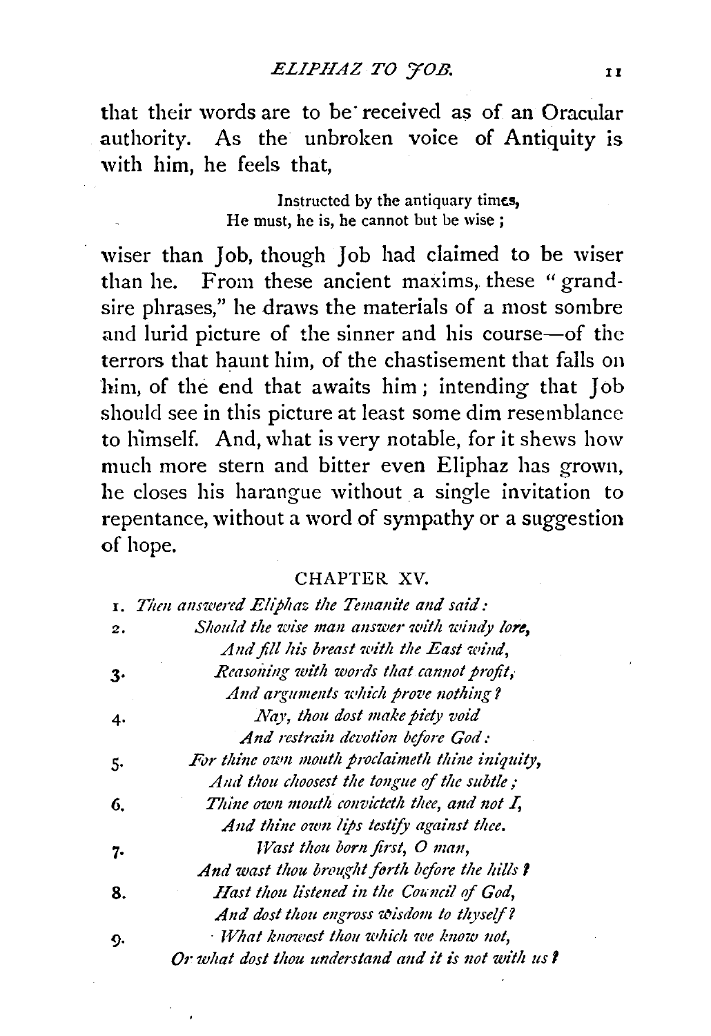that their words are to be received as of an Oracular authority. As the unbroken voice of Antiquity is with him, he feels that,

> Instructed by the antiquary times,
> He must, he is, he cannot but be wise;

wiser than Job, though Job had claimed to be wiser than he. From these ancient maxims, these "grandsire phrases," he draws the materials of a most sombre and lurid picture of the sinner and his course—of the terrors that haunt him, of the chastisement that falls on him, of the end that awaits him; intending that Job should see in this picture at least some dim resemblance to himself. And, what is very notable, for it shews how much more stern and bitter even Eliphaz has grown, he closes his harangue without a single invitation to repentance, without a word of sympathy or a suggestion of hope.

## CHAPTER XV.

1. *Then answered Eliphaz the Temanite and said:*
2. *Should the wise man answer with windy lore,*
   *And fill his breast with the East wind,*
3. *Reasoning with words that cannot profit,*
   *And arguments which prove nothing?*
4. *Nay, thou dost make piety void*
   *And restrain devotion before God:*
5. *For thine own mouth proclaimeth thine iniquity,*
   *And thou choosest the tongue of the subtle;*
6. *Thine own mouth convicteth thee, and not I,*
   *And thine own lips testify against thee.*
7. *Wast thou born first, O man,*
   *And wast thou brought forth before the hills?*
8. *Hast thou listened in the Council of God,*
   *And dost thou engross wisdom to thyself?*
9. *What knowest thou which we know not,*
   *Or what dost thou understand and it is not with us?*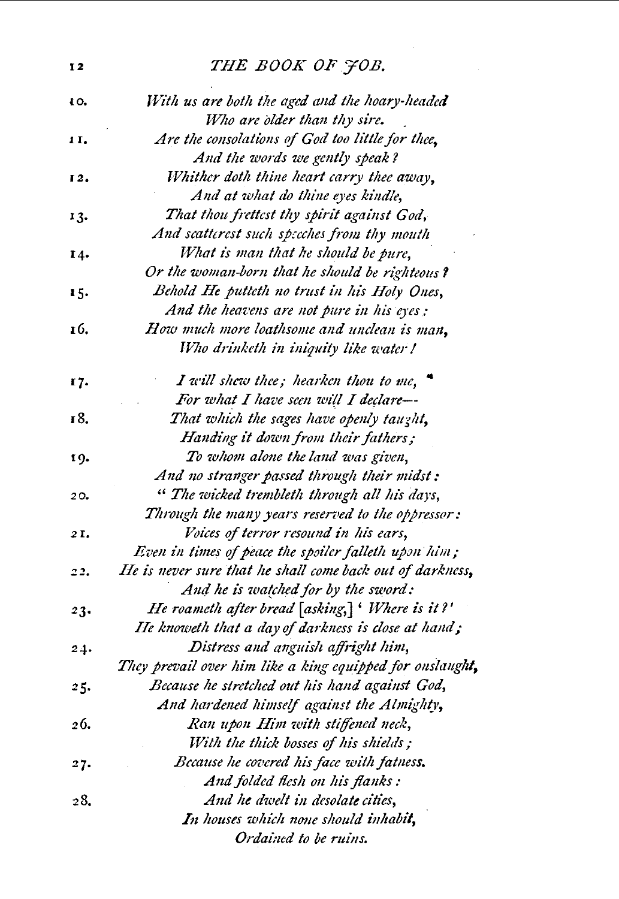10. *With us are both the aged and the hoary-headed*
*Who are older than thy sire.*

11. *Are the consolations of God too little for thee,*
*And the words we gently speak?*

12. *Whither doth thine heart carry thee away,*
*And at what do thine eyes kindle,*

13. *That thou frettest thy spirit against God,*
*And scatterest such speeches from thy mouth*

14. *What is man that he should be pure,*
*Or the woman-born that he should be righteous?*

15. *Behold He putteth no trust in his Holy Ones,*
*And the heavens are not pure in his eyes:*

16. *How much more loathsome and unclean is man,*
*Who drinketh in iniquity like water!*

17. *I will shew thee; hearken thou to me,*
*For what I have seen will I declare—*

18. *That which the sages have openly taught,*
*Handing it down from their fathers;*

19. *To whom alone the land was given,*
*And no stranger passed through their midst:*

20. *"The wicked trembleth through all his days,*
*Through the many years reserved to the oppressor:*

21. *Voices of terror resound in his ears,*
*Even in times of peace the spoiler falleth upon him;*

22. *He is never sure that he shall come back out of darkness,*
*And he is watched for by the sword:*

23. *He roameth after bread [asking,] 'Where is it?'*
*He knoweth that a day of darkness is close at hand;*

24. *Distress and anguish affright him,*
*They prevail over him like a king equipped for onslaught,*

25. *Because he stretched out his hand against God,*
*And hardened himself against the Almighty,*

26. *Ran upon Him with stiffened neck,*
*With the thick bosses of his shields;*

27. *Because he covered his face with fatness.*
*And folded flesh on his flanks:*

28. *And he dwelt in desolate cities,*
*In houses which none should inhabit,*
*Ordained to be ruins.*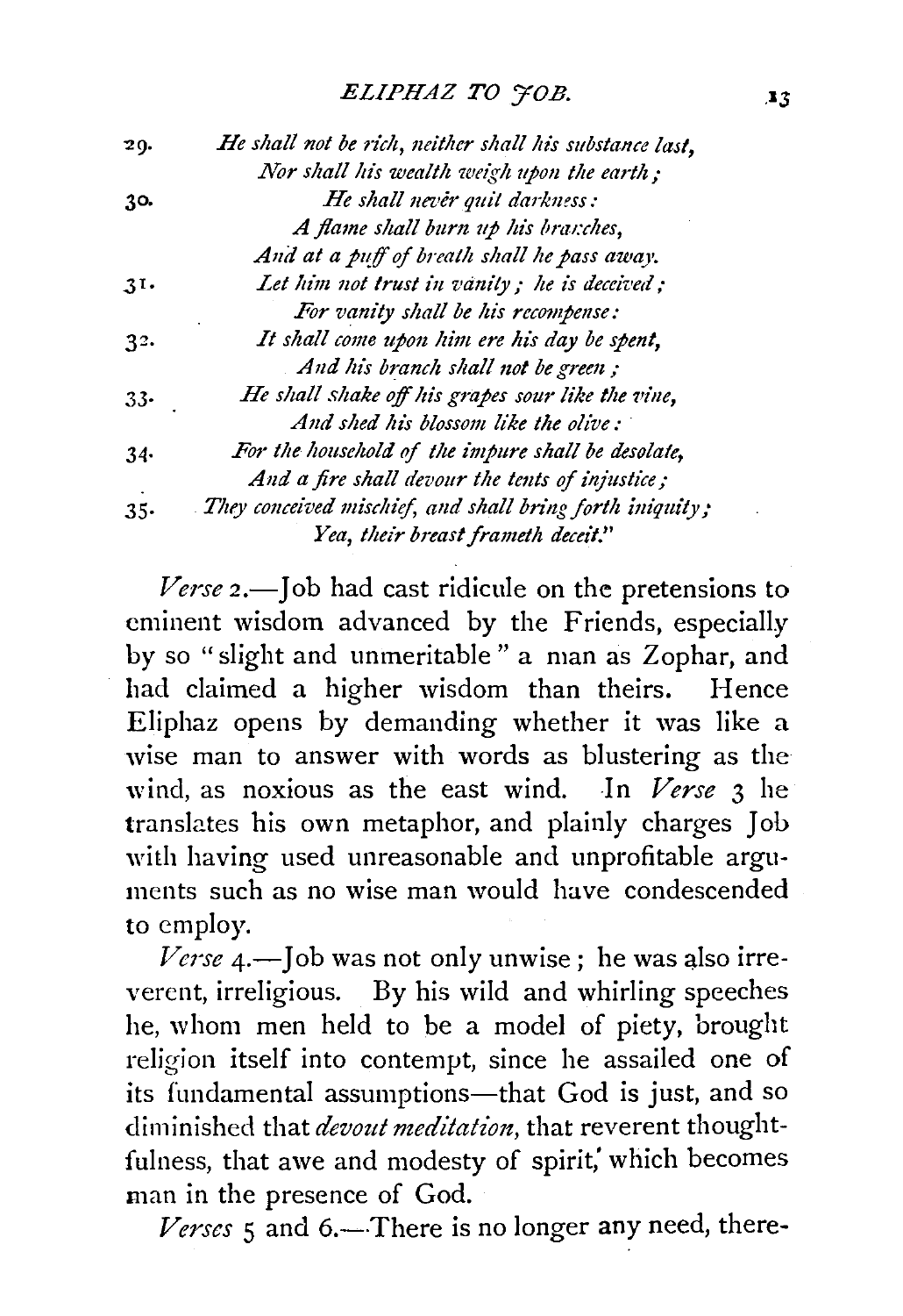29. *He shall not be rich, neither shall his substance last,*
*Nor shall his wealth weigh upon the earth;*

30. *He shall never quit darkness:*
*A flame shall burn up his branches,*
*And at a puff of breath shall he pass away.*

31. *Let him not trust in vanity; he is deceived;*
*For vanity shall be his recompense:*

32. *It shall come upon him ere his day be spent,*
*And his branch shall not be green;*

33. *He shall shake off his grapes sour like the vine,*
*And shed his blossom like the olive:*

34. *For the household of the impure shall be desolate,*
*And a fire shall devour the tents of injustice;*

35. *They conceived mischief, and shall bring forth iniquity;*
*Yea, their breast frameth deceit."*

*Verse* 2.—Job had cast ridicule on the pretensions to eminent wisdom advanced by the Friends, especially by so "slight and unmeritable" a man as Zophar, and had claimed a higher wisdom than theirs. Hence Eliphaz opens by demanding whether it was like a wise man to answer with words as blustering as the wind, as noxious as the east wind. In *Verse* 3 he translates his own metaphor, and plainly charges Job with having used unreasonable and unprofitable arguments such as no wise man would have condescended to employ.

*Verse* 4.—Job was not only unwise; he was also irreverent, irreligious. By his wild and whirling speeches he, whom men held to be a model of piety, brought religion itself into contempt, since he assailed one of its fundamental assumptions—that God is just, and so diminished that *devout meditation*, that reverent thoughtfulness, that awe and modesty of spirit, which becomes man in the presence of God.

*Verses* 5 and 6.—There is no longer any need, there-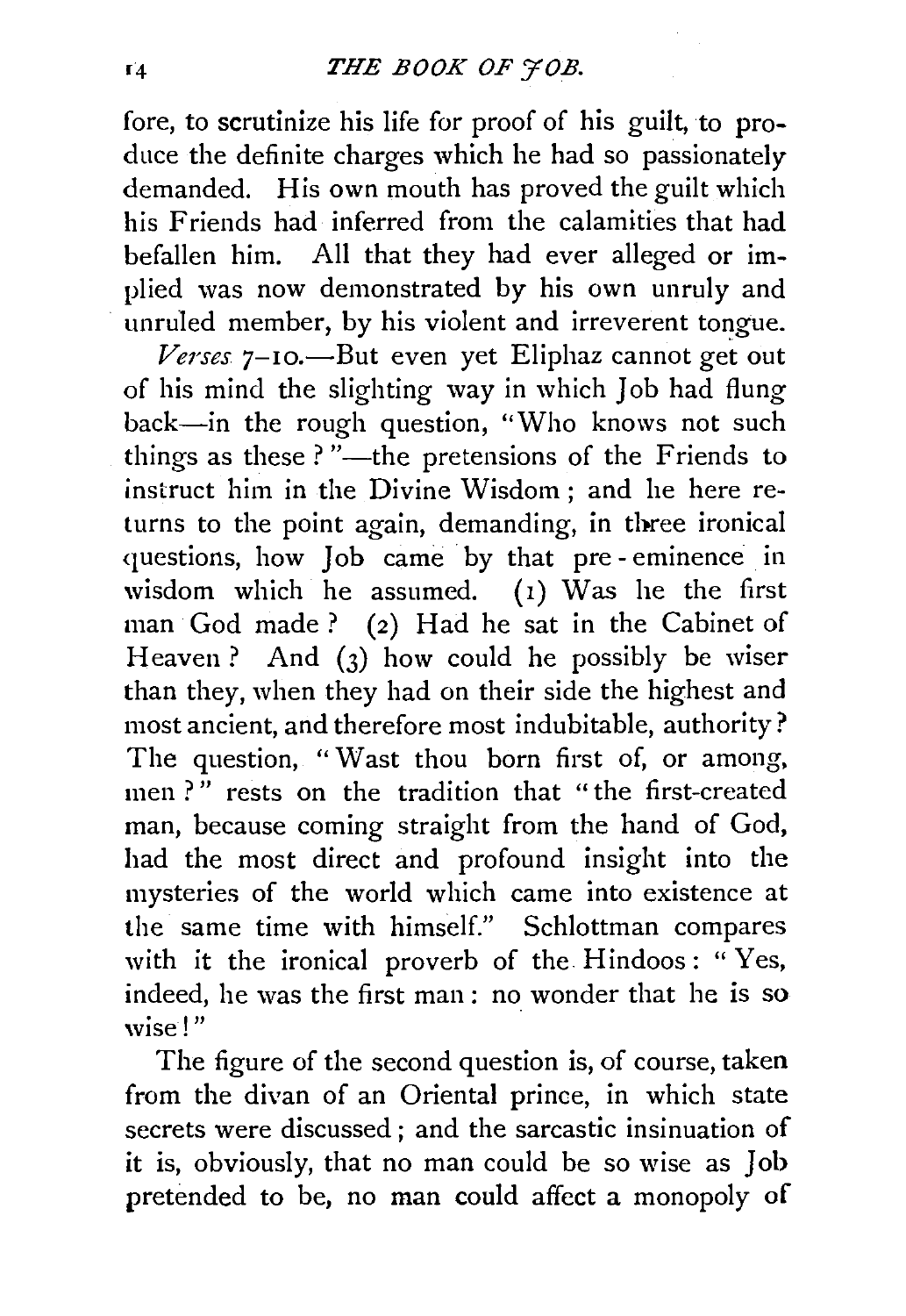fore, to scrutinize his life for proof of his guilt, to produce the definite charges which he had so passionately demanded. His own mouth has proved the guilt which his Friends had inferred from the calamities that had befallen him. All that they had ever alleged or implied was now demonstrated by his own unruly and unruled member, by his violent and irreverent tongue.

*Verses* 7–10.—But even yet Eliphaz cannot get out of his mind the slighting way in which Job had flung back—in the rough question, "Who knows not such things as these?"—the pretensions of the Friends to instruct him in the Divine Wisdom; and he here returns to the point again, demanding, in three ironical questions, how Job came by that pre-eminence in wisdom which he assumed. (1) Was he the first man God made? (2) Had he sat in the Cabinet of Heaven? And (3) how could he possibly be wiser than they, when they had on their side the highest and most ancient, and therefore most indubitable, authority? The question, "Wast thou born first of, or among, men?" rests on the tradition that "the first-created man, because coming straight from the hand of God, had the most direct and profound insight into the mysteries of the world which came into existence at the same time with himself." Schlottman compares with it the ironical proverb of the Hindoos: "Yes, indeed, he was the first man: no wonder that he is so wise!"

The figure of the second question is, of course, taken from the divan of an Oriental prince, in which state secrets were discussed; and the sarcastic insinuation of it is, obviously, that no man could be so wise as Job pretended to be, no man could affect a monopoly of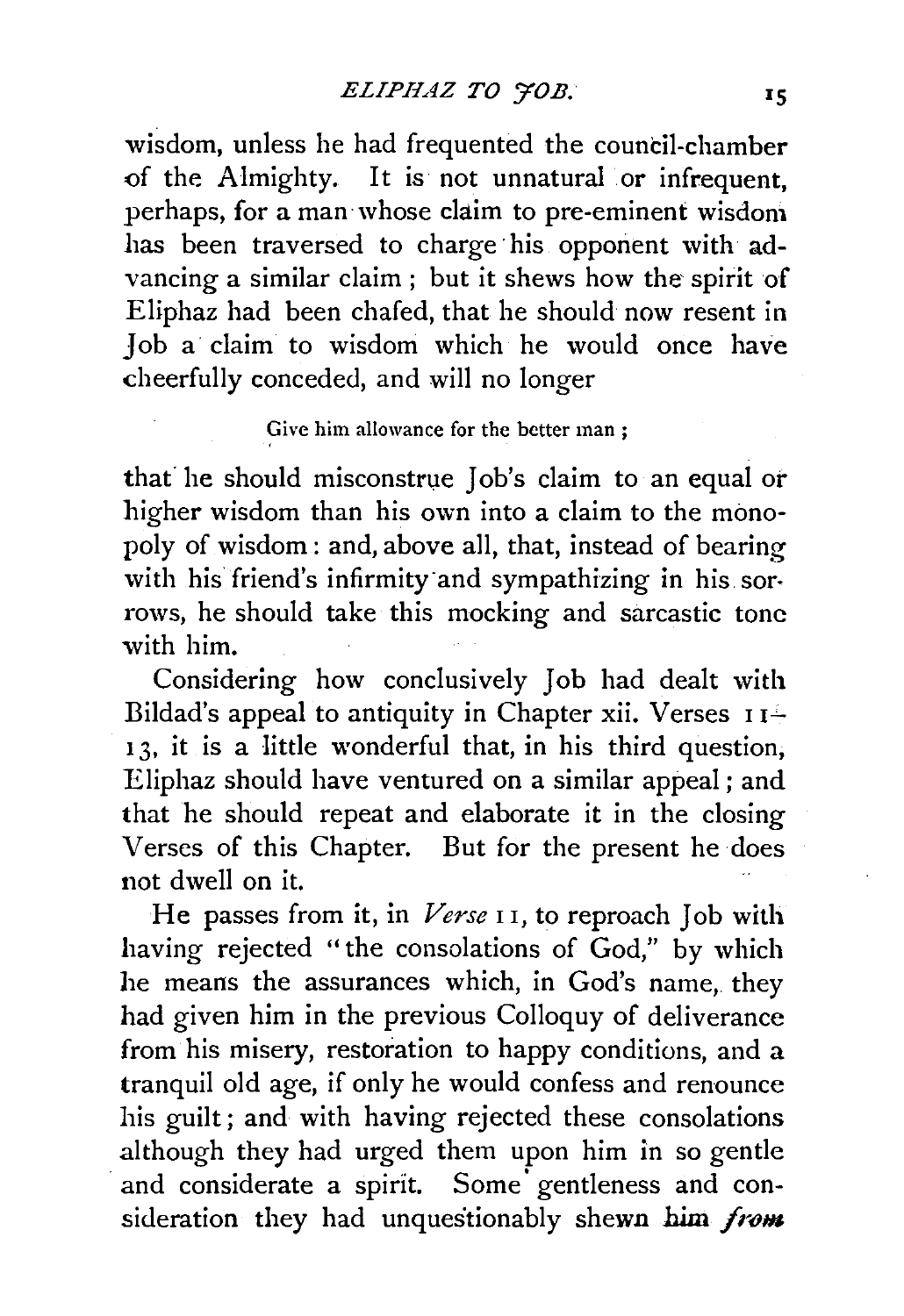wisdom, unless he had frequented the council-chamber of the Almighty. It is not unnatural or infrequent, perhaps, for a man whose claim to pre-eminent wisdom has been traversed to charge his opponent with advancing a similar claim; but it shews how the spirit of Eliphaz had been chafed, that he should now resent in Job a claim to wisdom which he would once have cheerfully conceded, and will no longer

> Give him allowance for the better man;

that he should misconstrue Job's claim to an equal or higher wisdom than his own into a claim to the monopoly of wisdom: and, above all, that, instead of bearing with his friend's infirmity and sympathizing in his sorrows, he should take this mocking and sarcastic tone with him.

Considering how conclusively Job had dealt with Bildad's appeal to antiquity in Chapter xii. Verses 11–13, it is a little wonderful that, in his third question, Eliphaz should have ventured on a similar appeal; and that he should repeat and elaborate it in the closing Verses of this Chapter. But for the present he does not dwell on it.

He passes from it, in *Verse* 11, to reproach Job with having rejected "the consolations of God," by which he means the assurances which, in God's name, they had given him in the previous Colloquy of deliverance from his misery, restoration to happy conditions, and a tranquil old age, if only he would confess and renounce his guilt; and with having rejected these consolations although they had urged them upon him in so gentle and considerate a spirit. Some gentleness and consideration they had unquestionably shewn him *from*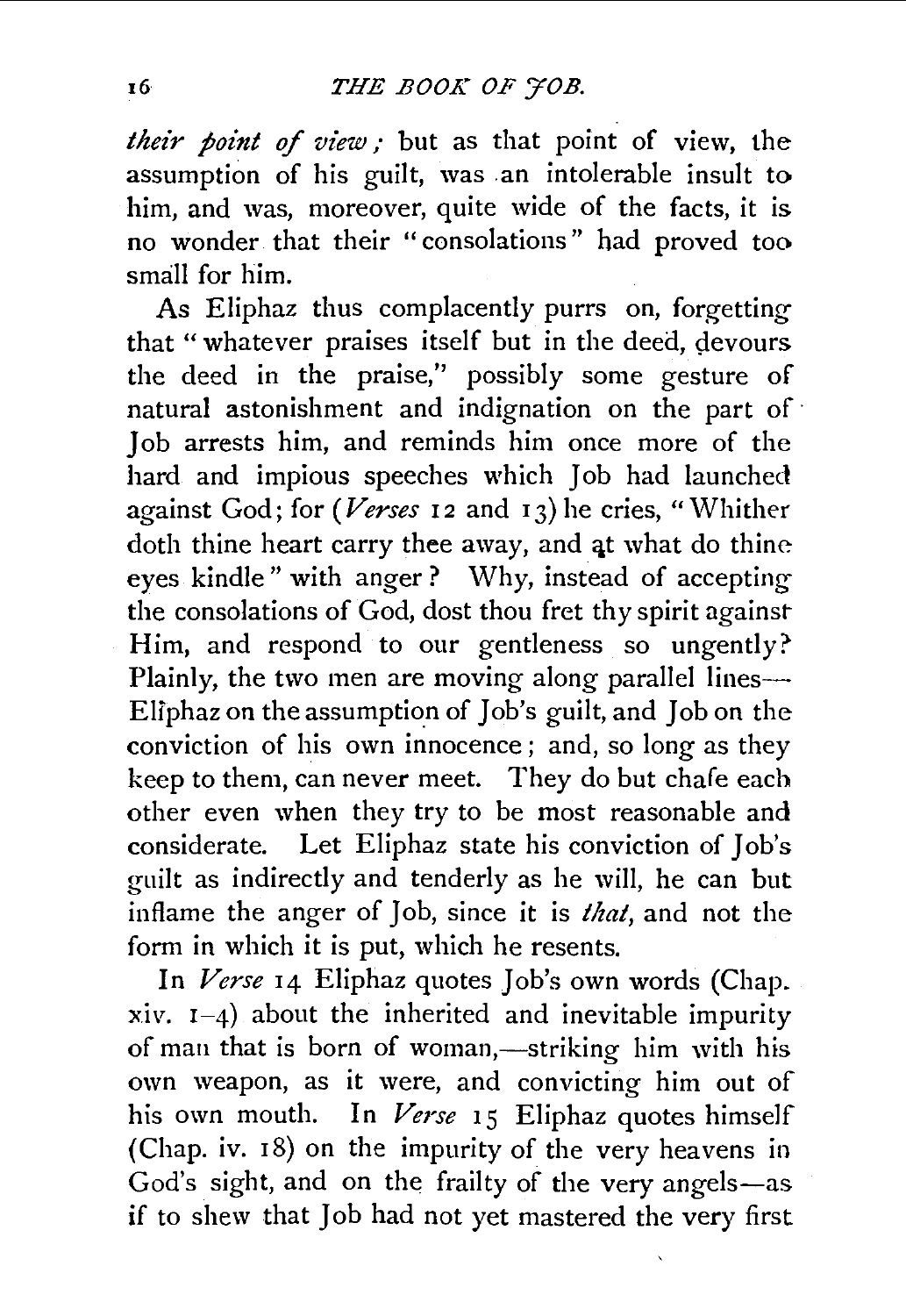*their point of view;* but as that point of view, the assumption of his guilt, was an intolerable insult to him, and was, moreover, quite wide of the facts, it is no wonder that their "consolations" had proved too small for him.

As Eliphaz thus complacently purrs on, forgetting that "whatever praises itself but in the deed, devours the deed in the praise," possibly some gesture of natural astonishment and indignation on the part of Job arrests him, and reminds him once more of the hard and impious speeches which Job had launched against God; for (*Verses* 12 and 13) he cries, "Whither doth thine heart carry thee away, and at what do thine eyes kindle" with anger? Why, instead of accepting the consolations of God, dost thou fret thy spirit against Him, and respond to our gentleness so ungently? Plainly, the two men are moving along parallel lines—Eliphaz on the assumption of Job's guilt, and Job on the conviction of his own innocence; and, so long as they keep to them, can never meet. They do but chafe each other even when they try to be most reasonable and considerate. Let Eliphaz state his conviction of Job's guilt as indirectly and tenderly as he will, he can but inflame the anger of Job, since it is *that,* and not the form in which it is put, which he resents.

In *Verse* 14 Eliphaz quotes Job's own words (Chap. xiv. 1–4) about the inherited and inevitable impurity of man that is born of woman,—striking him with his own weapon, as it were, and convicting him out of his own mouth. In *Verse* 15 Eliphaz quotes himself (Chap. iv. 18) on the impurity of the very heavens in God's sight, and on the frailty of the very angels—as if to shew that Job had not yet mastered the very first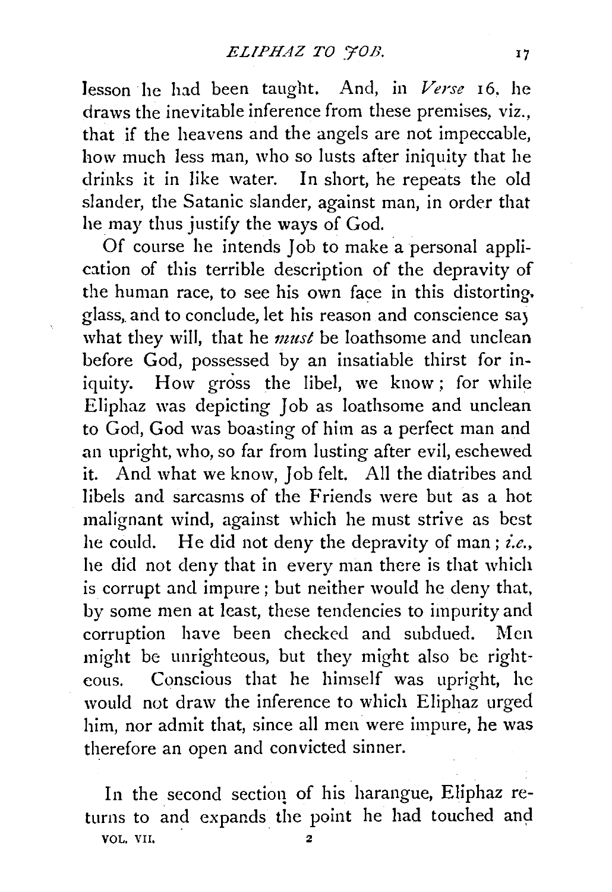lesson he had been taught. And, in *Verse* 16, he draws the inevitable inference from these premises, viz., that if the heavens and the angels are not impeccable, how much less man, who so lusts after iniquity that he drinks it in like water. In short, he repeats the old slander, the Satanic slander, against man, in order that he may thus justify the ways of God.

Of course he intends Job to make a personal application of this terrible description of the depravity of the human race, to see his own face in this distorting glass, and to conclude, let his reason and conscience say what they will, that he *must* be loathsome and unclean before God, possessed by an insatiable thirst for iniquity. How gross the libel, we know; for while Eliphaz was depicting Job as loathsome and unclean to God, God was boasting of him as a perfect man and an upright, who, so far from lusting after evil, eschewed it. And what we know, Job felt. All the diatribes and libels and sarcasms of the Friends were but as a hot malignant wind, against which he must strive as best he could. He did not deny the depravity of man; *i.e.*, he did not deny that in every man there is that which is corrupt and impure; but neither would he deny that, by some men at least, these tendencies to impurity and corruption have been checked and subdued. Men might be unrighteous, but they might also be righteous. Conscious that he himself was upright, he would not draw the inference to which Eliphaz urged him, nor admit that, since all men were impure, he was therefore an open and convicted sinner.

In the second section of his harangue, Eliphaz returns to and expands the point he had touched and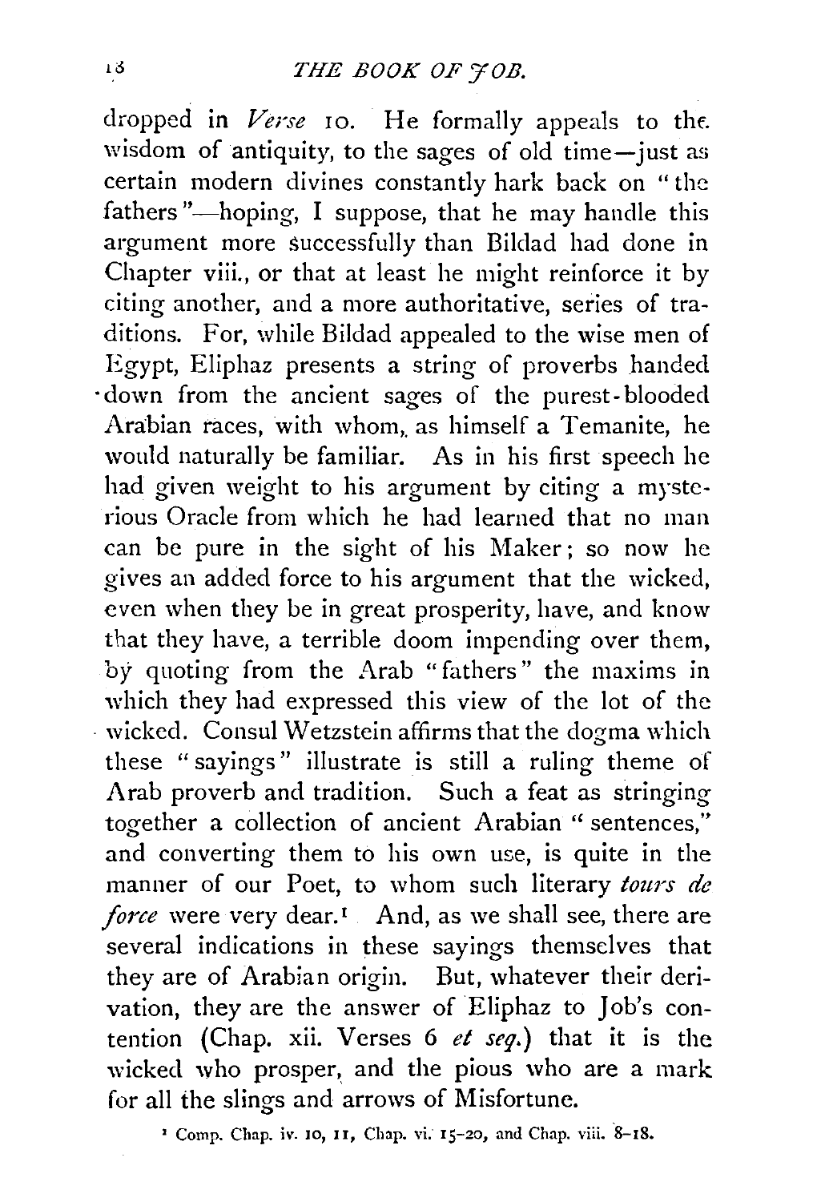dropped in *Verse* 10. He formally appeals to the wisdom of antiquity, to the sages of old time—just as certain modern divines constantly hark back on "the fathers"—hoping, I suppose, that he may handle this argument more successfully than Bildad had done in Chapter viii., or that at least he might reinforce it by citing another, and a more authoritative, series of traditions. For, while Bildad appealed to the wise men of Egypt, Eliphaz presents a string of proverbs handed down from the ancient sages of the purest-blooded Arabian races, with whom, as himself a Temanite, he would naturally be familiar. As in his first speech he had given weight to his argument by citing a mysterious Oracle from which he had learned that no man can be pure in the sight of his Maker; so now he gives an added force to his argument that the wicked, even when they be in great prosperity, have, and know that they have, a terrible doom impending over them, by quoting from the Arab "fathers" the maxims in which they had expressed this view of the lot of the wicked. Consul Wetzstein affirms that the dogma which these "sayings" illustrate is still a ruling theme of Arab proverb and tradition. Such a feat as stringing together a collection of ancient Arabian "sentences," and converting them to his own use, is quite in the manner of our Poet, to whom such literary *tours de force* were very dear.[1] And, as we shall see, there are several indications in these sayings themselves that they are of Arabian origin. But, whatever their derivation, they are the answer of Eliphaz to Job's contention (Chap. xii. Verses 6 *et seq.*) that it is the wicked who prosper, and the pious who are a mark for all the slings and arrows of Misfortune.

[1] Comp. Chap. iv. 10, 11, Chap. vi. 15-20, and Chap. viii. 8-18.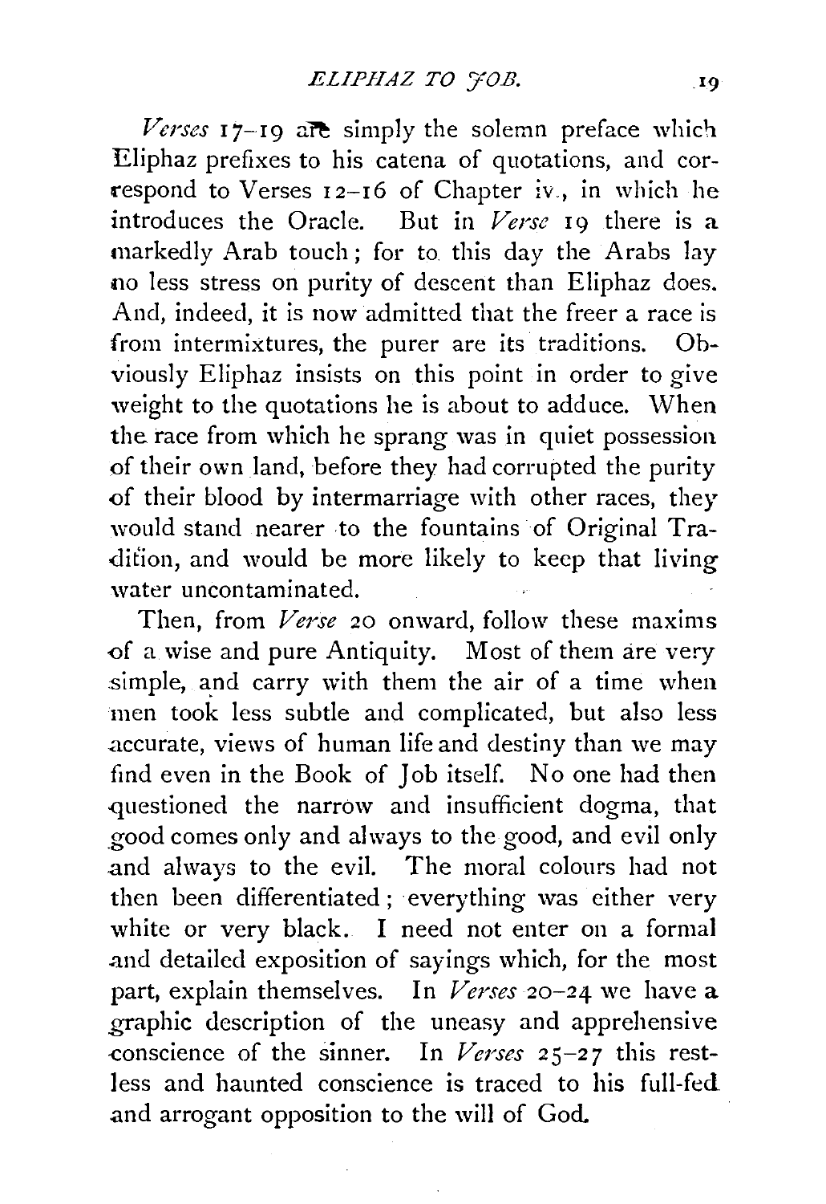*Verses* 17–19 are simply the solemn preface which Eliphaz prefixes to his catena of quotations, and correspond to Verses 12–16 of Chapter iv., in which he introduces the Oracle. But in *Verse* 19 there is a markedly Arab touch; for to this day the Arabs lay no less stress on purity of descent than Eliphaz does. And, indeed, it is now admitted that the freer a race is from intermixtures, the purer are its traditions. Obviously Eliphaz insists on this point in order to give weight to the quotations he is about to adduce. When the race from which he sprang was in quiet possession of their own land, before they had corrupted the purity of their blood by intermarriage with other races, they would stand nearer to the fountains of Original Tradition, and would be more likely to keep that living water uncontaminated.

Then, from *Verse* 20 onward, follow these maxims of a wise and pure Antiquity. Most of them are very simple, and carry with them the air of a time when men took less subtle and complicated, but also less accurate, views of human life and destiny than we may find even in the Book of Job itself. No one had then questioned the narrow and insufficient dogma, that good comes only and always to the good, and evil only and always to the evil. The moral colours had not then been differentiated; everything was either very white or very black. I need not enter on a formal and detailed exposition of sayings which, for the most part, explain themselves. In *Verses* 20–24 we have a graphic description of the uneasy and apprehensive conscience of the sinner. In *Verses* 25–27 this restless and haunted conscience is traced to his full-fed and arrogant opposition to the will of God.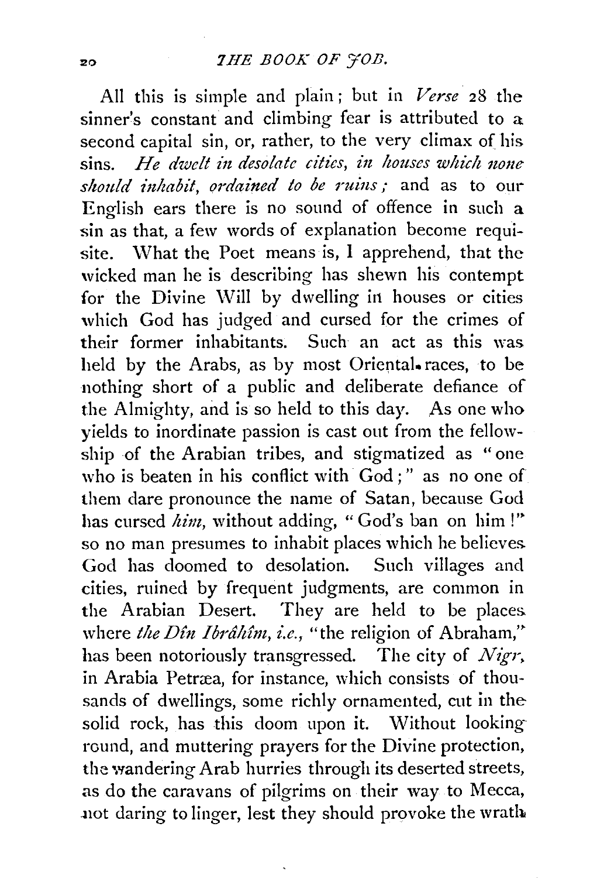All this is simple and plain; but in *Verse* 28 the sinner's constant and climbing fear is attributed to a second capital sin, or, rather, to the very climax of his sins. *He dwelt in desolate cities, in houses which none should inhabit, ordained to be ruins;* and as to our English ears there is no sound of offence in such a sin as that, a few words of explanation become requisite. What the Poet means is, I apprehend, that the wicked man he is describing has shewn his contempt for the Divine Will by dwelling in houses or cities which God has judged and cursed for the crimes of their former inhabitants. Such an act as this was held by the Arabs, as by most Oriental races, to be nothing short of a public and deliberate defiance of the Almighty, and is so held to this day. As one who yields to inordinate passion is cast out from the fellowship of the Arabian tribes, and stigmatized as "one who is beaten in his conflict with God;" as no one of them dare pronounce the name of Satan, because God has cursed *him*, without adding, "God's ban on him!" so no man presumes to inhabit places which he believes God has doomed to desolation. Such villages and cities, ruined by frequent judgments, are common in the Arabian Desert. They are held to be places where *the Dîn Ibrâhîm, i.e.*, "the religion of Abraham," has been notoriously transgressed. The city of *Nigr*, in Arabia Petræa, for instance, which consists of thousands of dwellings, some richly ornamented, cut in the solid rock, has this doom upon it. Without looking round, and muttering prayers for the Divine protection, the wandering Arab hurries through its deserted streets, as do the caravans of pilgrims on their way to Mecca, not daring to linger, lest they should provoke the wrath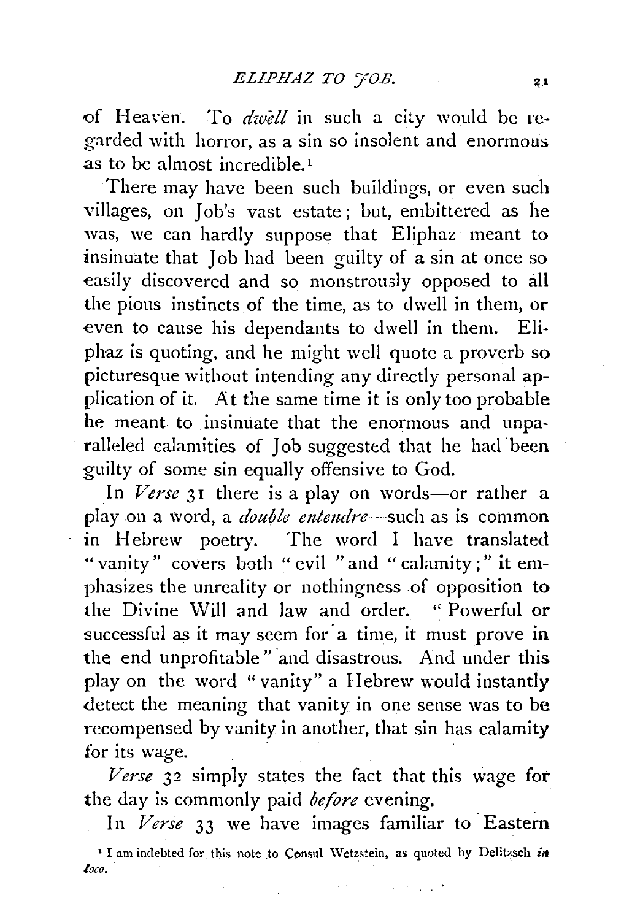of Heaven. To *dwell* in such a city would be regarded with horror, as a sin so insolent and enormous as to be almost incredible.[1]

There may have been such buildings, or even such villages, on Job's vast estate; but, embittered as he was, we can hardly suppose that Eliphaz meant to insinuate that Job had been guilty of a sin at once so easily discovered and so monstrously opposed to all the pious instincts of the time, as to dwell in them, or even to cause his dependants to dwell in them. Eliphaz is quoting, and he might well quote a proverb so picturesque without intending any directly personal application of it. At the same time it is only too probable he meant to insinuate that the enormous and unparalleled calamities of Job suggested that he had been guilty of some sin equally offensive to God.

In *Verse* 31 there is a play on words—or rather a play on a word, a *double entendre*—such as is common in Hebrew poetry. The word I have translated "vanity" covers both "evil "and "calamity;" it emphasizes the unreality or nothingness of opposition to the Divine Will and law and order. "Powerful or successful as it may seem for a time, it must prove in the end unprofitable" and disastrous. And under this play on the word "vanity" a Hebrew would instantly detect the meaning that vanity in one sense was to be recompensed by vanity in another, that sin has calamity for its wage.

*Verse* 32 simply states the fact that this wage for the day is commonly paid *before* evening.

In *Verse* 33 we have images familiar to Eastern

[1] I am indebted for this note to Consul Wetzstein, as quoted by Delitzsch *in loco*.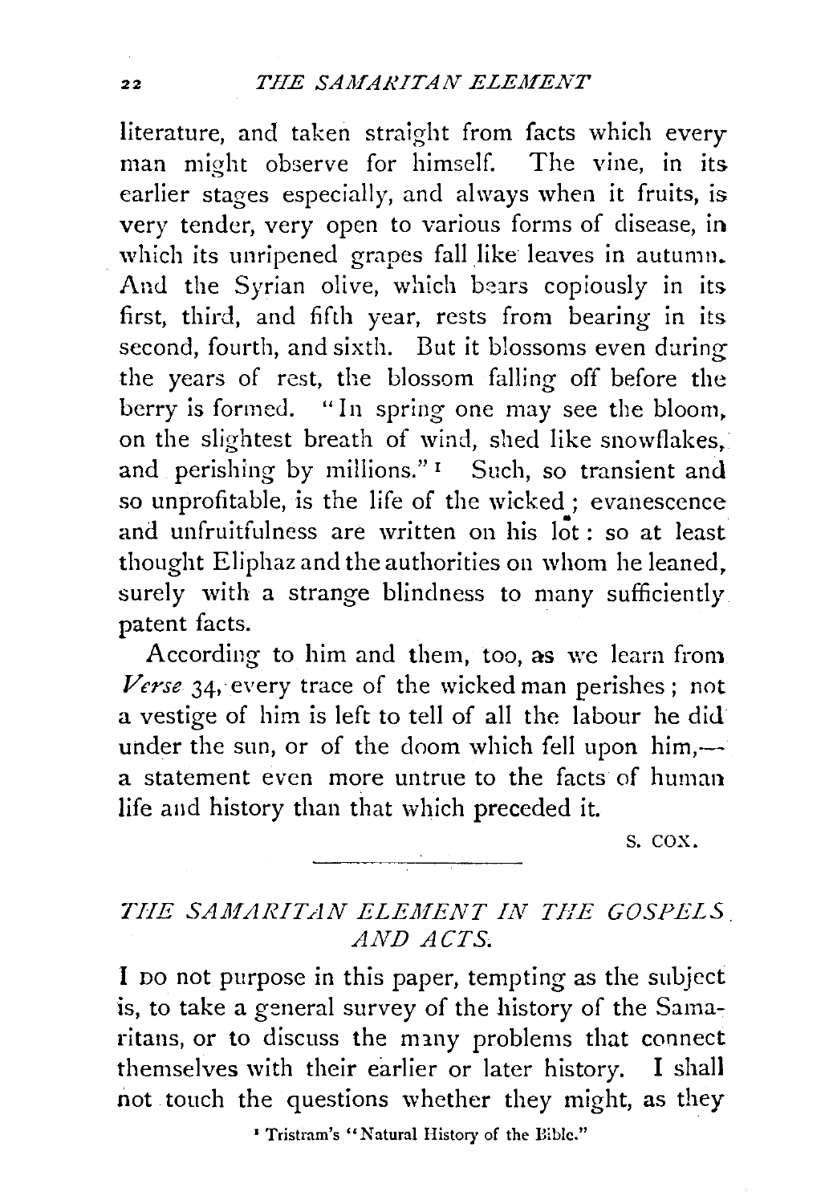literature, and taken straight from facts which every man might observe for himself. The vine, in its earlier stages especially, and always when it fruits, is very tender, very open to various forms of disease, in which its unripened grapes fall like leaves in autumn. And the Syrian olive, which bears copiously in its first, third, and fifth year, rests from bearing in its second, fourth, and sixth. But it blossoms even during the years of rest, the blossom falling off before the berry is formed. "In spring one may see the bloom, on the slightest breath of wind, shed like snowflakes, and perishing by millions."[1] Such, so transient and so unprofitable, is the life of the wicked; evanescence and unfruitfulness are written on his lot: so at least thought Eliphaz and the authorities on whom he leaned, surely with a strange blindness to many sufficiently patent facts.

According to him and them, too, as we learn from *Verse* 34, every trace of the wicked man perishes; not a vestige of him is left to tell of all the labour he did under the sun, or of the doom which fell upon him,—a statement even more untrue to the facts of human life and history than that which preceded it.

S. COX.

---

## *THE SAMARITAN ELEMENT IN THE GOSPELS AND ACTS.*

I DO not purpose in this paper, tempting as the subject is, to take a general survey of the history of the Samaritans, or to discuss the many problems that connect themselves with their earlier or later history. I shall not touch the questions whether they might, as they

[1] Tristram's "Natural History of the Bible."